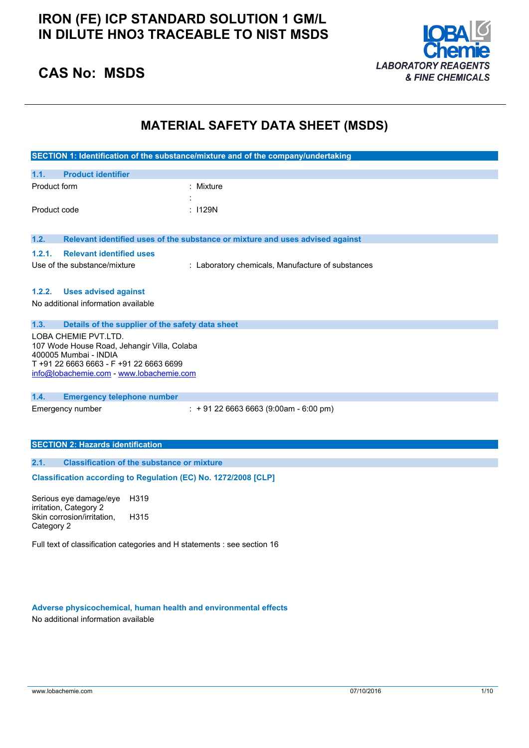# IRON (FE) ICP STANDARD SOLUTION 1 GM/L IN DILUTE HNO3 TRACEABLE TO NIST MSDS

## CAS No: MSDS

LOBA Chemie
*LABORATORY REAGENTS & FINE CHEMICALS*

# MATERIAL SAFETY DATA SHEET (MSDS)

## SECTION 1: Identification of the substance/mixture and of the company/undertaking

### 1.1. Product identifier

| | |
|---|---|
| Product form | : Mixture |
| | : |
| Product code | : I129N |

### 1.2. Relevant identified uses of the substance or mixture and uses advised against

#### 1.2.1. Relevant identified uses

| | |
|---|---|
| Use of the substance/mixture | : Laboratory chemicals, Manufacture of substances |

#### 1.2.2. Uses advised against

No additional information available

### 1.3. Details of the supplier of the safety data sheet

LOBA CHEMIE PVT.LTD.
107 Wode House Road, Jehangir Villa, Colaba
400005 Mumbai - INDIA
T +91 22 6663 6663 - F +91 22 6663 6699
info@lobachemie.com - www.lobachemie.com

### 1.4. Emergency telephone number

| | |
|---|---|
| Emergency number | : + 91 22 6663 6663 (9:00am - 6:00 pm) |

## SECTION 2: Hazards identification

### 2.1. Classification of the substance or mixture

**Classification according to Regulation (EC) No. 1272/2008 [CLP]**

| | |
|---|---|
| Serious eye damage/eye irritation, Category 2 | H319 |
| Skin corrosion/irritation, Category 2 | H315 |

Full text of classification categories and H statements : see section 16

**Adverse physicochemical, human health and environmental effects**

No additional information available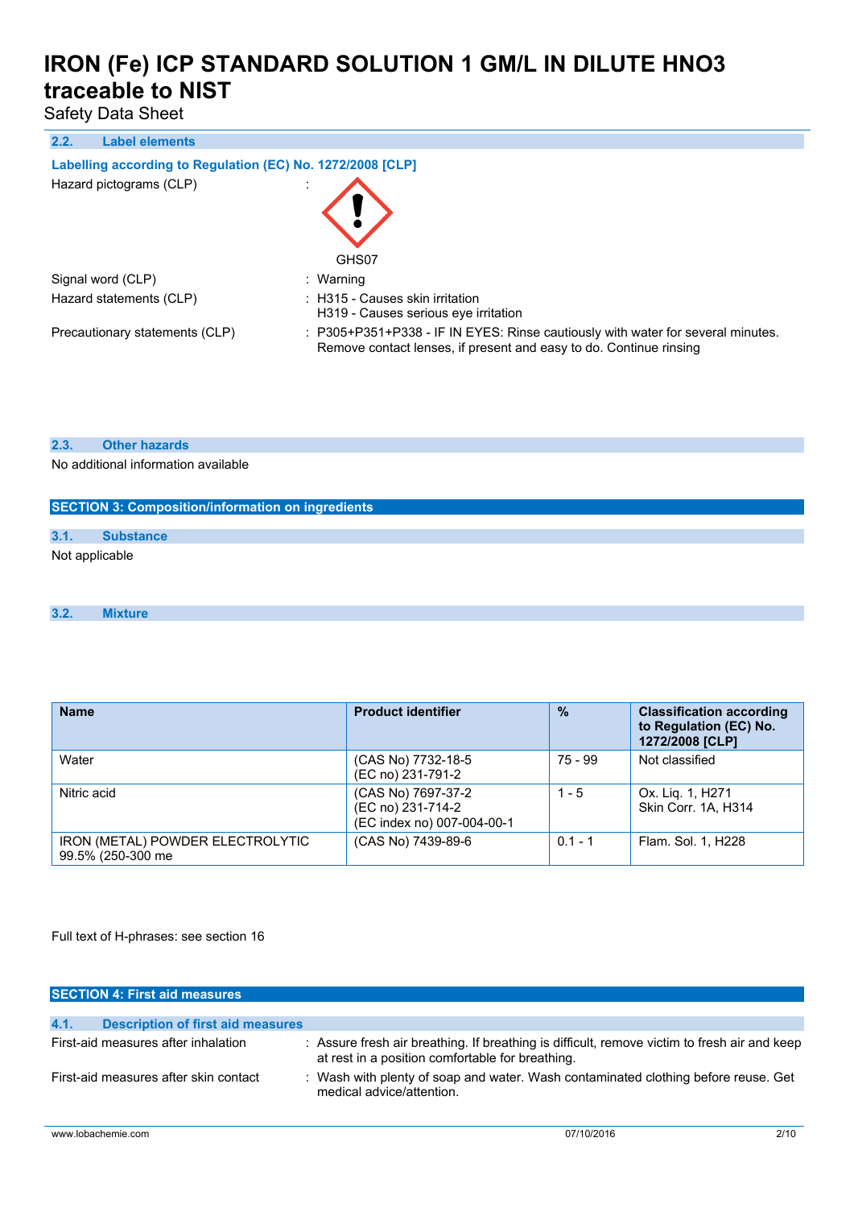### 2.2. Label elements

**Labelling according to Regulation (EC) No. 1272/2008 [CLP]**

Hazard pictograms (CLP) :

GHS07

Signal word (CLP) : Warning

Hazard statements (CLP) : H315 - Causes skin irritation
H319 - Causes serious eye irritation

Precautionary statements (CLP) : P305+P351+P338 - IF IN EYES: Rinse cautiously with water for several minutes. Remove contact lenses, if present and easy to do. Continue rinsing

### 2.3. Other hazards

No additional information available

## SECTION 3: Composition/information on ingredients

### 3.1. Substance

Not applicable

### 3.2. Mixture

| Name | Product identifier | % | Classification according to Regulation (EC) No. 1272/2008 [CLP] |
|---|---|---|---|
| Water | (CAS No) 7732-18-5<br>(EC no) 231-791-2 | 75 - 99 | Not classified |
| Nitric acid | (CAS No) 7697-37-2<br>(EC no) 231-714-2<br>(EC index no) 007-004-00-1 | 1 - 5 | Ox. Liq. 1, H271<br>Skin Corr. 1A, H314 |
| IRON (METAL) POWDER ELECTROLYTIC 99.5% (250-300 me | (CAS No) 7439-89-6 | 0.1 - 1 | Flam. Sol. 1, H228 |

Full text of H-phrases: see section 16

## SECTION 4: First aid measures

### 4.1. Description of first aid measures

First-aid measures after inhalation : Assure fresh air breathing. If breathing is difficult, remove victim to fresh air and keep at rest in a position comfortable for breathing.

First-aid measures after skin contact : Wash with plenty of soap and water. Wash contaminated clothing before reuse. Get medical advice/attention.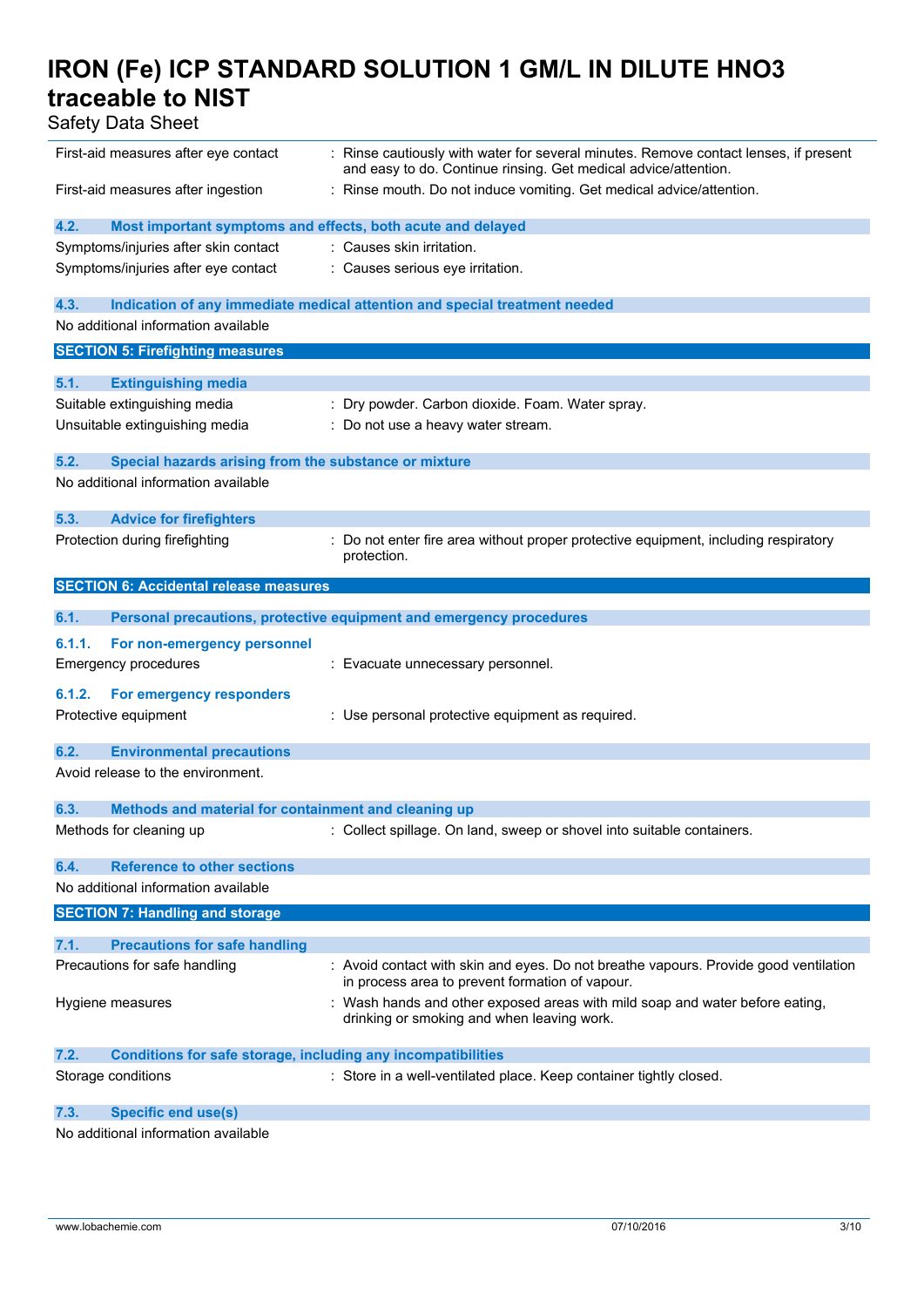| | |
|---|---|
| First-aid measures after eye contact | : Rinse cautiously with water for several minutes. Remove contact lenses, if present and easy to do. Continue rinsing. Get medical advice/attention. |
| First-aid measures after ingestion | : Rinse mouth. Do not induce vomiting. Get medical advice/attention. |

### 4.2. Most important symptoms and effects, both acute and delayed

| | |
|---|---|
| Symptoms/injuries after skin contact | : Causes skin irritation. |
| Symptoms/injuries after eye contact | : Causes serious eye irritation. |

### 4.3. Indication of any immediate medical attention and special treatment needed

No additional information available

## SECTION 5: Firefighting measures

### 5.1. Extinguishing media

| | |
|---|---|
| Suitable extinguishing media | : Dry powder. Carbon dioxide. Foam. Water spray. |
| Unsuitable extinguishing media | : Do not use a heavy water stream. |

### 5.2. Special hazards arising from the substance or mixture

No additional information available

### 5.3. Advice for firefighters

| | |
|---|---|
| Protection during firefighting | : Do not enter fire area without proper protective equipment, including respiratory protection. |

## SECTION 6: Accidental release measures

### 6.1. Personal precautions, protective equipment and emergency procedures

#### 6.1.1. For non-emergency personnel

| | |
|---|---|
| Emergency procedures | : Evacuate unnecessary personnel. |

#### 6.1.2. For emergency responders

| | |
|---|---|
| Protective equipment | : Use personal protective equipment as required. |

### 6.2. Environmental precautions

Avoid release to the environment.

### 6.3. Methods and material for containment and cleaning up

| | |
|---|---|
| Methods for cleaning up | : Collect spillage. On land, sweep or shovel into suitable containers. |

### 6.4. Reference to other sections

No additional information available

## SECTION 7: Handling and storage

### 7.1. Precautions for safe handling

| | |
|---|---|
| Precautions for safe handling | : Avoid contact with skin and eyes. Do not breathe vapours. Provide good ventilation in process area to prevent formation of vapour. |
| Hygiene measures | : Wash hands and other exposed areas with mild soap and water before eating, drinking or smoking and when leaving work. |

### 7.2. Conditions for safe storage, including any incompatibilities

| | |
|---|---|
| Storage conditions | : Store in a well-ventilated place. Keep container tightly closed. |

### 7.3. Specific end use(s)

No additional information available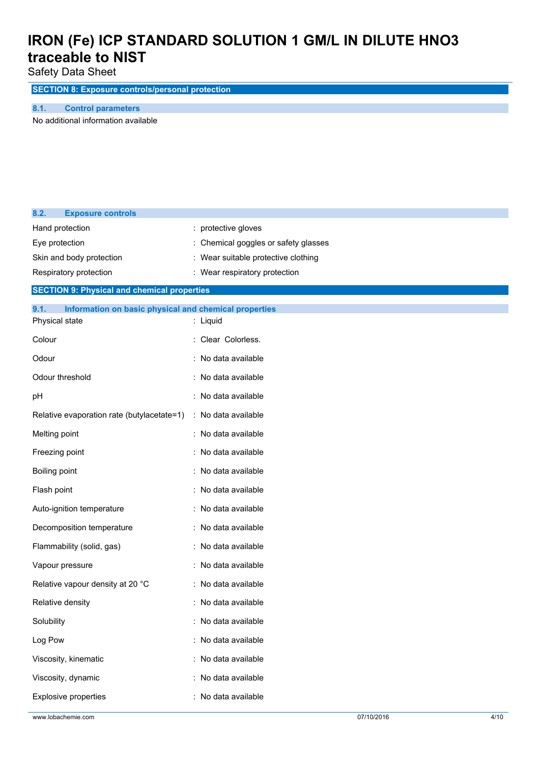## SECTION 8: Exposure controls/personal protection

### 8.1. Control parameters

No additional information available

### 8.2. Exposure controls

| | |
|---|---|
| Hand protection | : protective gloves |
| Eye protection | : Chemical goggles or safety glasses |
| Skin and body protection | : Wear suitable protective clothing |
| Respiratory protection | : Wear respiratory protection |

## SECTION 9: Physical and chemical properties

### 9.1. Information on basic physical and chemical properties

| | |
|---|---|
| Physical state | : Liquid |
| Colour | : Clear Colorless. |
| Odour | : No data available |
| Odour threshold | : No data available |
| pH | : No data available |
| Relative evaporation rate (butylacetate=1) | : No data available |
| Melting point | : No data available |
| Freezing point | : No data available |
| Boiling point | : No data available |
| Flash point | : No data available |
| Auto-ignition temperature | : No data available |
| Decomposition temperature | : No data available |
| Flammability (solid, gas) | : No data available |
| Vapour pressure | : No data available |
| Relative vapour density at 20 °C | : No data available |
| Relative density | : No data available |
| Solubility | : No data available |
| Log Pow | : No data available |
| Viscosity, kinematic | : No data available |
| Viscosity, dynamic | : No data available |
| Explosive properties | : No data available |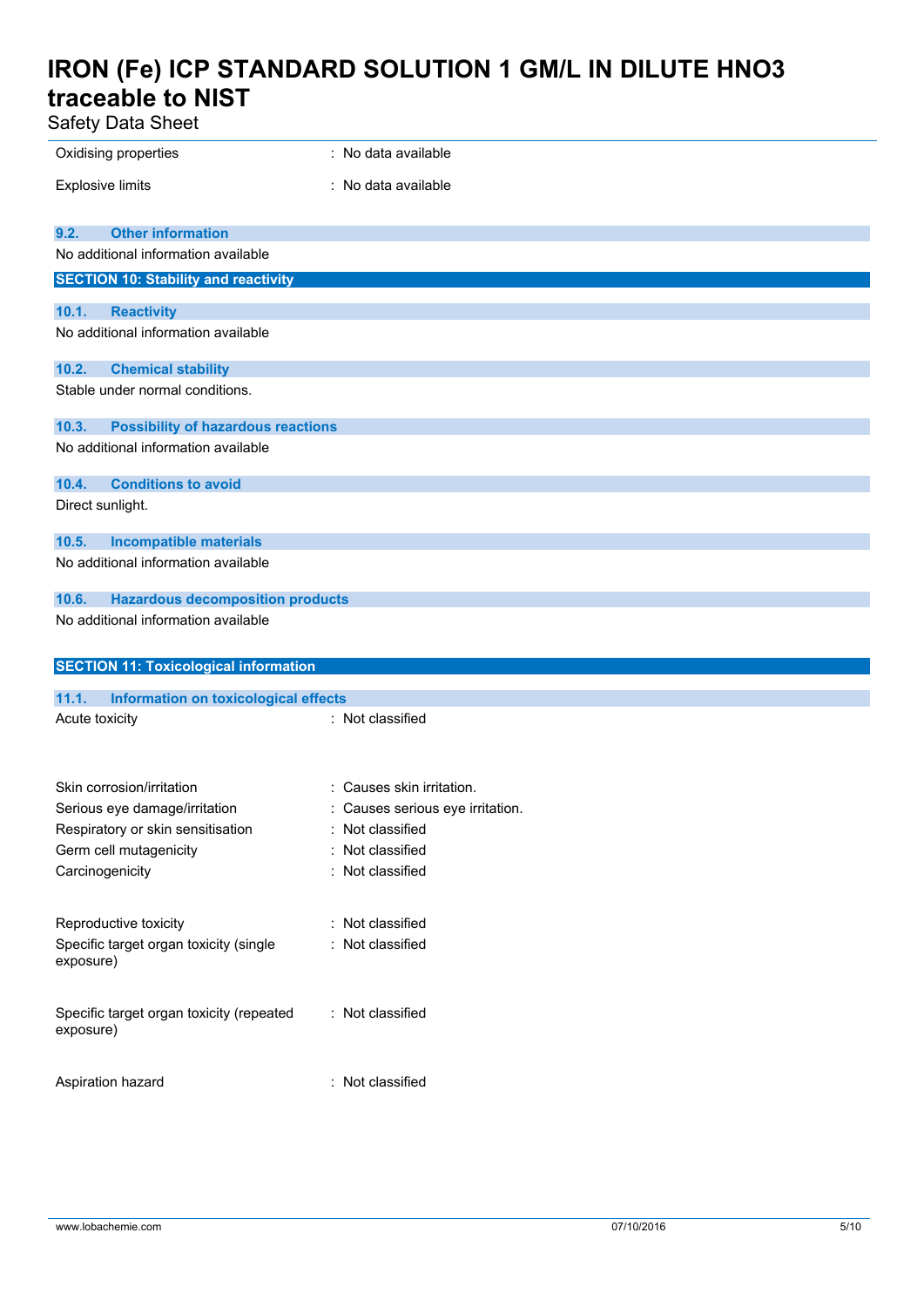| | |
|---|---|
| Oxidising properties | : No data available |
| Explosive limits | : No data available |

### 9.2. Other information

No additional information available

## SECTION 10: Stability and reactivity

### 10.1. Reactivity

No additional information available

### 10.2. Chemical stability

Stable under normal conditions.

### 10.3. Possibility of hazardous reactions

No additional information available

### 10.4. Conditions to avoid

Direct sunlight.

### 10.5. Incompatible materials

No additional information available

### 10.6. Hazardous decomposition products

No additional information available

## SECTION 11: Toxicological information

### 11.1. Information on toxicological effects

| | |
|---|---|
| Acute toxicity | : Not classified |
| Skin corrosion/irritation | : Causes skin irritation. |
| Serious eye damage/irritation | : Causes serious eye irritation. |
| Respiratory or skin sensitisation | : Not classified |
| Germ cell mutagenicity | : Not classified |
| Carcinogenicity | : Not classified |
| Reproductive toxicity | : Not classified |
| Specific target organ toxicity (single exposure) | : Not classified |
| Specific target organ toxicity (repeated exposure) | : Not classified |
| Aspiration hazard | : Not classified |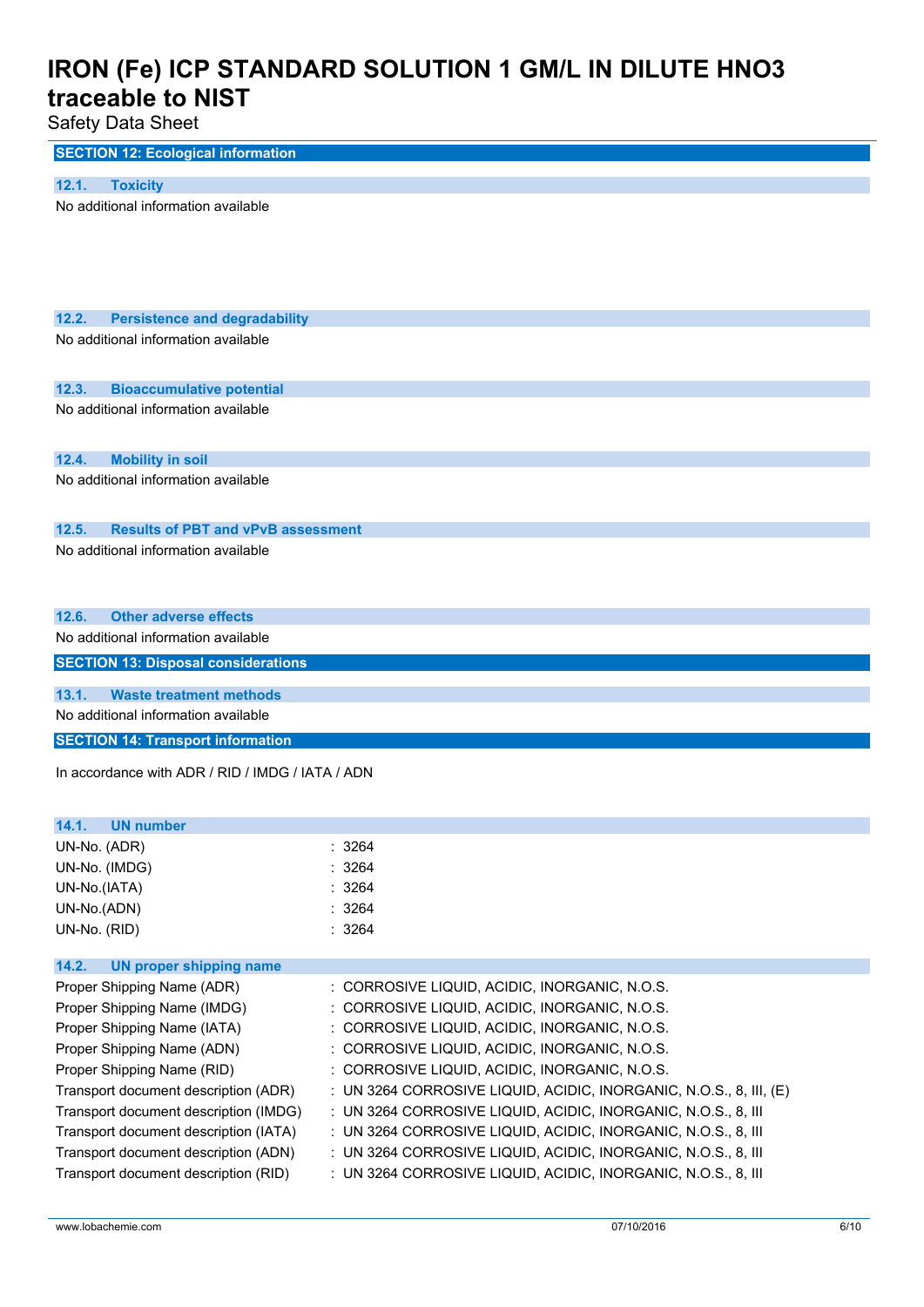## SECTION 12: Ecological information

### 12.1. Toxicity

No additional information available

### 12.2. Persistence and degradability

No additional information available

### 12.3. Bioaccumulative potential

No additional information available

### 12.4. Mobility in soil

No additional information available

### 12.5. Results of PBT and vPvB assessment

No additional information available

### 12.6. Other adverse effects

No additional information available

## SECTION 13: Disposal considerations

### 13.1. Waste treatment methods

No additional information available

## SECTION 14: Transport information

In accordance with ADR / RID / IMDG / IATA / ADN

### 14.1. UN number

| | |
|---|---|
| UN-No. (ADR) | : 3264 |
| UN-No. (IMDG) | : 3264 |
| UN-No.(IATA) | : 3264 |
| UN-No.(ADN) | : 3264 |
| UN-No. (RID) | : 3264 |

### 14.2. UN proper shipping name

| | |
|---|---|
| Proper Shipping Name (ADR) | : CORROSIVE LIQUID, ACIDIC, INORGANIC, N.O.S. |
| Proper Shipping Name (IMDG) | : CORROSIVE LIQUID, ACIDIC, INORGANIC, N.O.S. |
| Proper Shipping Name (IATA) | : CORROSIVE LIQUID, ACIDIC, INORGANIC, N.O.S. |
| Proper Shipping Name (ADN) | : CORROSIVE LIQUID, ACIDIC, INORGANIC, N.O.S. |
| Proper Shipping Name (RID) | : CORROSIVE LIQUID, ACIDIC, INORGANIC, N.O.S. |
| Transport document description (ADR) | : UN 3264 CORROSIVE LIQUID, ACIDIC, INORGANIC, N.O.S., 8, III, (E) |
| Transport document description (IMDG) | : UN 3264 CORROSIVE LIQUID, ACIDIC, INORGANIC, N.O.S., 8, III |
| Transport document description (IATA) | : UN 3264 CORROSIVE LIQUID, ACIDIC, INORGANIC, N.O.S., 8, III |
| Transport document description (ADN) | : UN 3264 CORROSIVE LIQUID, ACIDIC, INORGANIC, N.O.S., 8, III |
| Transport document description (RID) | : UN 3264 CORROSIVE LIQUID, ACIDIC, INORGANIC, N.O.S., 8, III |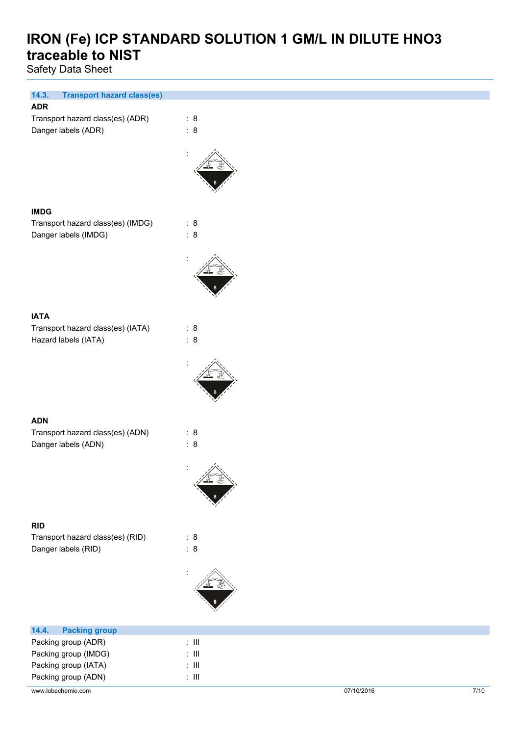## 14.3. Transport hazard class(es)

**ADR**

Transport hazard class(es) (ADR) : 8

Danger labels (ADR) : 8

:

**IMDG**

Transport hazard class(es) (IMDG) : 8

Danger labels (IMDG) : 8

:

**IATA**

Transport hazard class(es) (IATA) : 8

Hazard labels (IATA) : 8

:

**ADN**

Transport hazard class(es) (ADN) : 8

Danger labels (ADN) : 8

:

**RID**

Transport hazard class(es) (RID) : 8

Danger labels (RID) : 8

:

## 14.4. Packing group

Packing group (ADR) : III

Packing group (IMDG) : III

Packing group (IATA) : III

Packing group (ADN) : III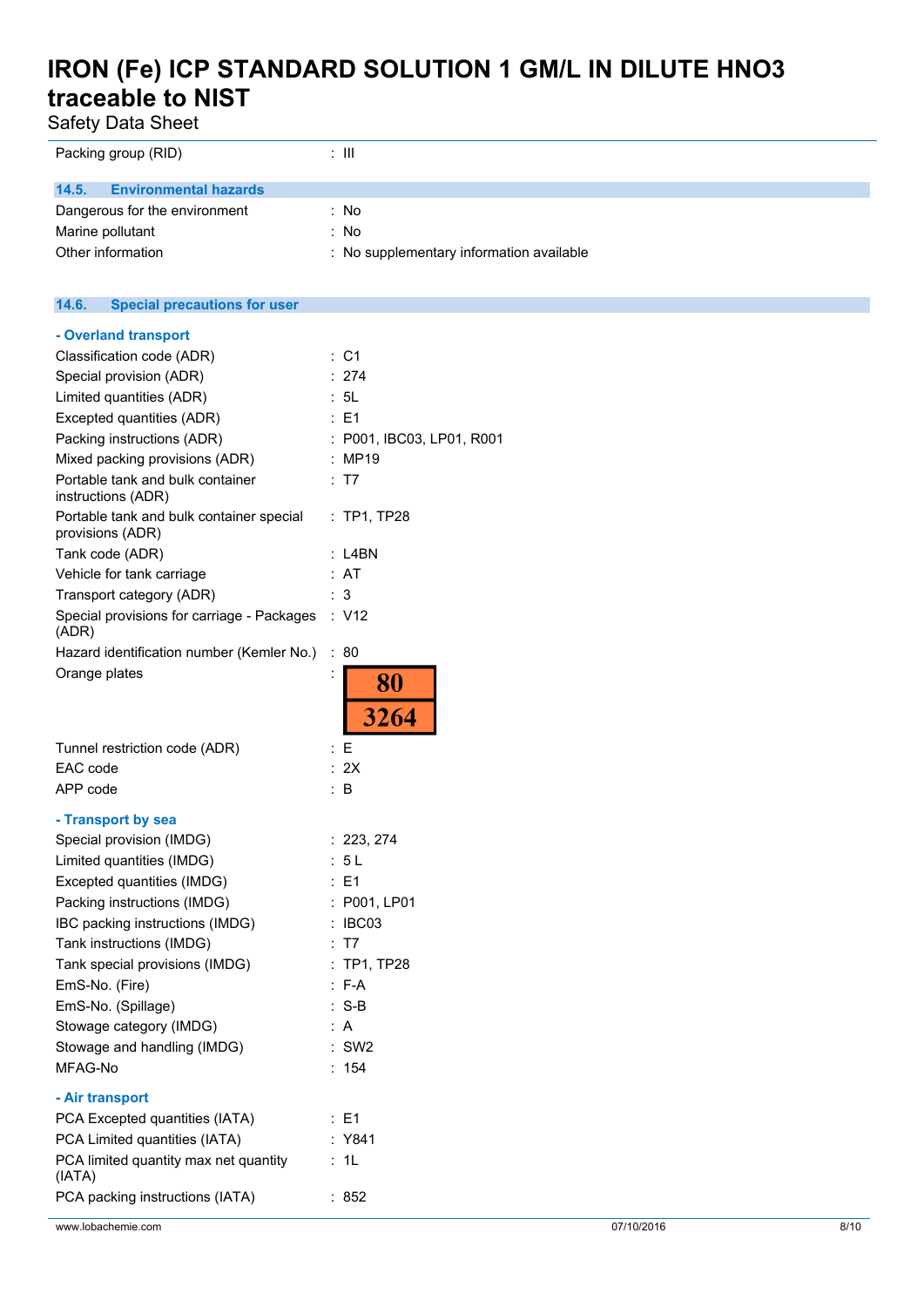| | |
|---|---|
| Packing group (RID) | : III |

### 14.5. Environmental hazards

| | |
|---|---|
| Dangerous for the environment | : No |
| Marine pollutant | : No |
| Other information | : No supplementary information available |

### 14.6. Special precautions for user

**- Overland transport**

| | |
|---|---|
| Classification code (ADR) | : C1 |
| Special provision (ADR) | : 274 |
| Limited quantities (ADR) | : 5L |
| Excepted quantities (ADR) | : E1 |
| Packing instructions (ADR) | : P001, IBC03, LP01, R001 |
| Mixed packing provisions (ADR) | : MP19 |
| Portable tank and bulk container instructions (ADR) | : T7 |
| Portable tank and bulk container special provisions (ADR) | : TP1, TP28 |
| Tank code (ADR) | : L4BN |
| Vehicle for tank carriage | : AT |
| Transport category (ADR) | : 3 |
| Special provisions for carriage - Packages (ADR) | : V12 |
| Hazard identification number (Kemler No.) | : 80 |
| Orange plates | : 80 / 3264 |
| Tunnel restriction code (ADR) | : E |
| EAC code | : 2X |
| APP code | : B |

**- Transport by sea**

| | |
|---|---|
| Special provision (IMDG) | : 223, 274 |
| Limited quantities (IMDG) | : 5 L |
| Excepted quantities (IMDG) | : E1 |
| Packing instructions (IMDG) | : P001, LP01 |
| IBC packing instructions (IMDG) | : IBC03 |
| Tank instructions (IMDG) | : T7 |
| Tank special provisions (IMDG) | : TP1, TP28 |
| EmS-No. (Fire) | : F-A |
| EmS-No. (Spillage) | : S-B |
| Stowage category (IMDG) | : A |
| Stowage and handling (IMDG) | : SW2 |
| MFAG-No | : 154 |

**- Air transport**

| | |
|---|---|
| PCA Excepted quantities (IATA) | : E1 |
| PCA Limited quantities (IATA) | : Y841 |
| PCA limited quantity max net quantity (IATA) | : 1L |
| PCA packing instructions (IATA) | : 852 |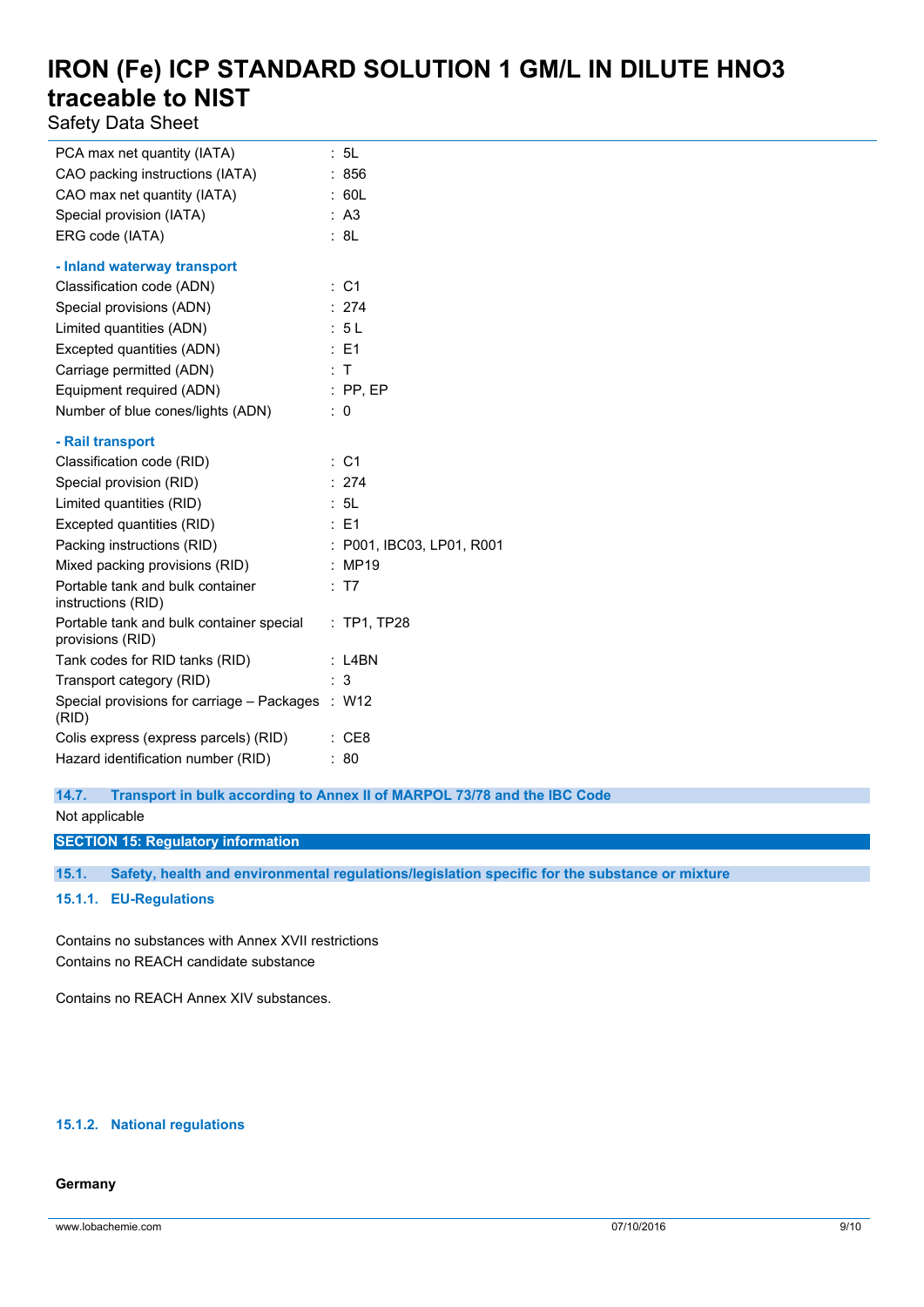| | |
|---|---|
| PCA max net quantity (IATA) | : 5L |
| CAO packing instructions (IATA) | : 856 |
| CAO max net quantity (IATA) | : 60L |
| Special provision (IATA) | : A3 |
| ERG code (IATA) | : 8L |

**- Inland waterway transport**

| | |
|---|---|
| Classification code (ADN) | : C1 |
| Special provisions (ADN) | : 274 |
| Limited quantities (ADN) | : 5 L |
| Excepted quantities (ADN) | : E1 |
| Carriage permitted (ADN) | : T |
| Equipment required (ADN) | : PP, EP |
| Number of blue cones/lights (ADN) | : 0 |

**- Rail transport**

| | |
|---|---|
| Classification code (RID) | : C1 |
| Special provision (RID) | : 274 |
| Limited quantities (RID) | : 5L |
| Excepted quantities (RID) | : E1 |
| Packing instructions (RID) | : P001, IBC03, LP01, R001 |
| Mixed packing provisions (RID) | : MP19 |
| Portable tank and bulk container instructions (RID) | : T7 |
| Portable tank and bulk container special provisions (RID) | : TP1, TP28 |
| Tank codes for RID tanks (RID) | : L4BN |
| Transport category (RID) | : 3 |
| Special provisions for carriage – Packages (RID) | : W12 |
| Colis express (express parcels) (RID) | : CE8 |
| Hazard identification number (RID) | : 80 |

### 14.7. Transport in bulk according to Annex II of MARPOL 73/78 and the IBC Code

Not applicable

## SECTION 15: Regulatory information

### 15.1. Safety, health and environmental regulations/legislation specific for the substance or mixture

#### 15.1.1. EU-Regulations

Contains no substances with Annex XVII restrictions
Contains no REACH candidate substance

Contains no REACH Annex XIV substances.

#### 15.1.2. National regulations

**Germany**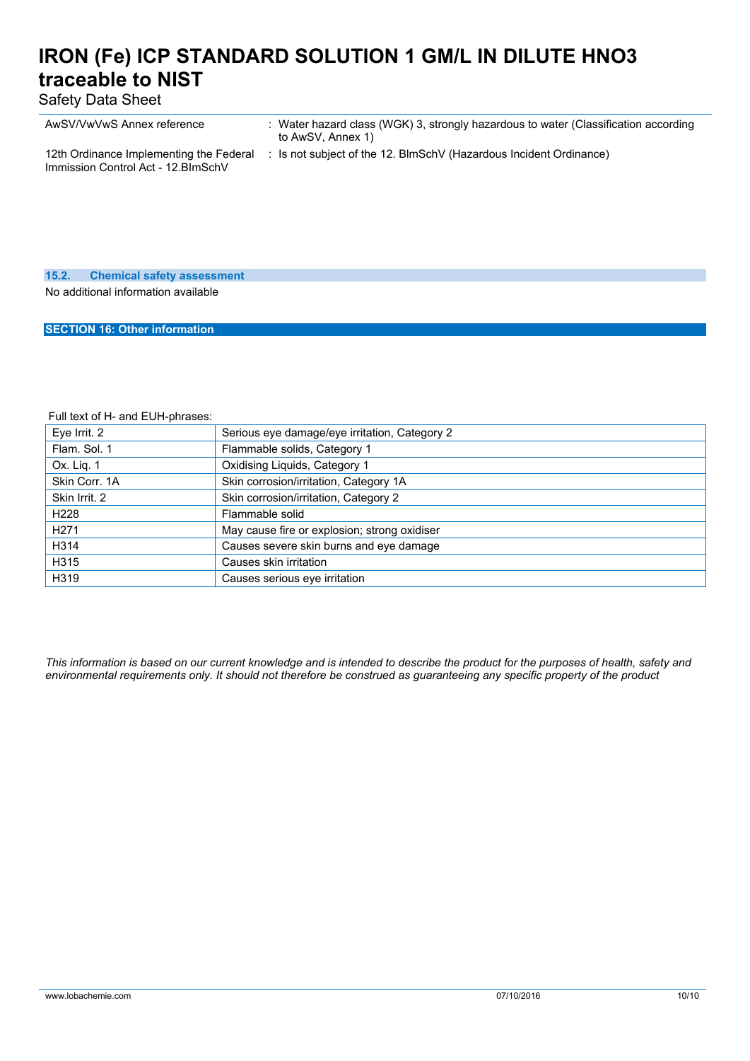| | | |
|---|---|---|
| AwSV/VwVwS Annex reference | : | Water hazard class (WGK) 3, strongly hazardous to water (Classification according to AwSV, Annex 1) |
| 12th Ordinance Implementing the Federal Immission Control Act - 12.BImSchV | : | Is not subject of the 12. BlmSchV (Hazardous Incident Ordinance) |

### 15.2. Chemical safety assessment

No additional information available

## SECTION 16: Other information

Full text of H- and EUH-phrases:

| | |
|---|---|
| Eye Irrit. 2 | Serious eye damage/eye irritation, Category 2 |
| Flam. Sol. 1 | Flammable solids, Category 1 |
| Ox. Liq. 1 | Oxidising Liquids, Category 1 |
| Skin Corr. 1A | Skin corrosion/irritation, Category 1A |
| Skin Irrit. 2 | Skin corrosion/irritation, Category 2 |
| H228 | Flammable solid |
| H271 | May cause fire or explosion; strong oxidiser |
| H314 | Causes severe skin burns and eye damage |
| H315 | Causes skin irritation |
| H319 | Causes serious eye irritation |

*This information is based on our current knowledge and is intended to describe the product for the purposes of health, safety and environmental requirements only. It should not therefore be construed as guaranteeing any specific property of the product*